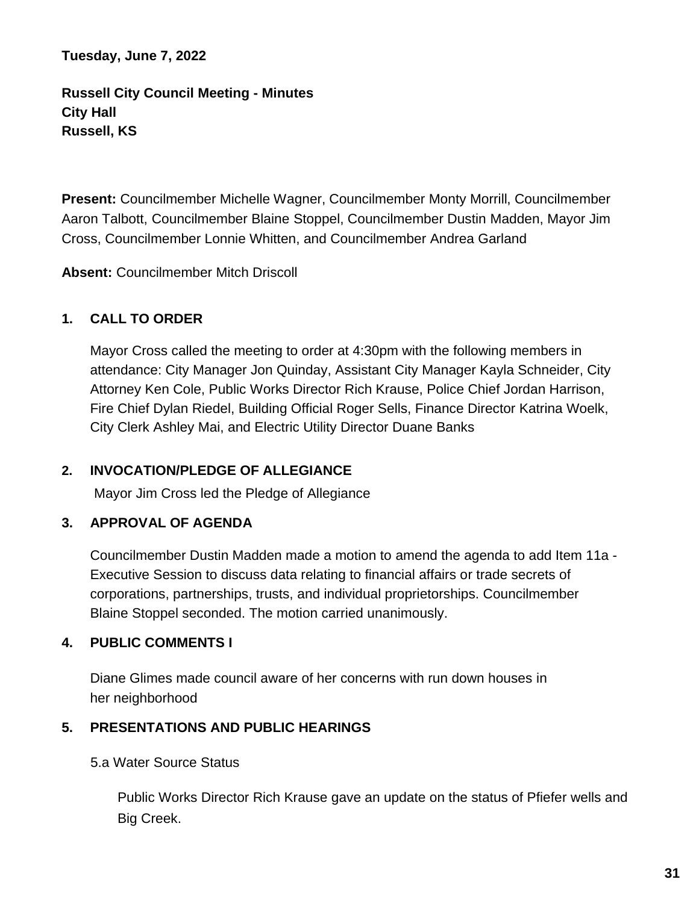**Tuesday, June 7, 2022**

**Russell City Council Meeting - Minutes**
**City Hall**
**Russell, KS**

**Present:** Councilmember Michelle Wagner, Councilmember Monty Morrill, Councilmember Aaron Talbott, Councilmember Blaine Stoppel, Councilmember Dustin Madden, Mayor Jim Cross, Councilmember Lonnie Whitten, and Councilmember Andrea Garland

**Absent:** Councilmember Mitch Driscoll

## 1. CALL TO ORDER

Mayor Cross called the meeting to order at 4:30pm with the following members in attendance: City Manager Jon Quinday, Assistant City Manager Kayla Schneider, City Attorney Ken Cole, Public Works Director Rich Krause, Police Chief Jordan Harrison, Fire Chief Dylan Riedel, Building Official Roger Sells, Finance Director Katrina Woelk, City Clerk Ashley Mai, and Electric Utility Director Duane Banks

## 2. INVOCATION/PLEDGE OF ALLEGIANCE

Mayor Jim Cross led the Pledge of Allegiance

## 3. APPROVAL OF AGENDA

Councilmember Dustin Madden made a motion to amend the agenda to add Item 11a - Executive Session to discuss data relating to financial affairs or trade secrets of corporations, partnerships, trusts, and individual proprietorships. Councilmember Blaine Stoppel seconded. The motion carried unanimously.

## 4. PUBLIC COMMENTS I

Diane Glimes made council aware of her concerns with run down houses in her neighborhood

## 5. PRESENTATIONS AND PUBLIC HEARINGS

5.a Water Source Status

Public Works Director Rich Krause gave an update on the status of Pfiefer wells and Big Creek.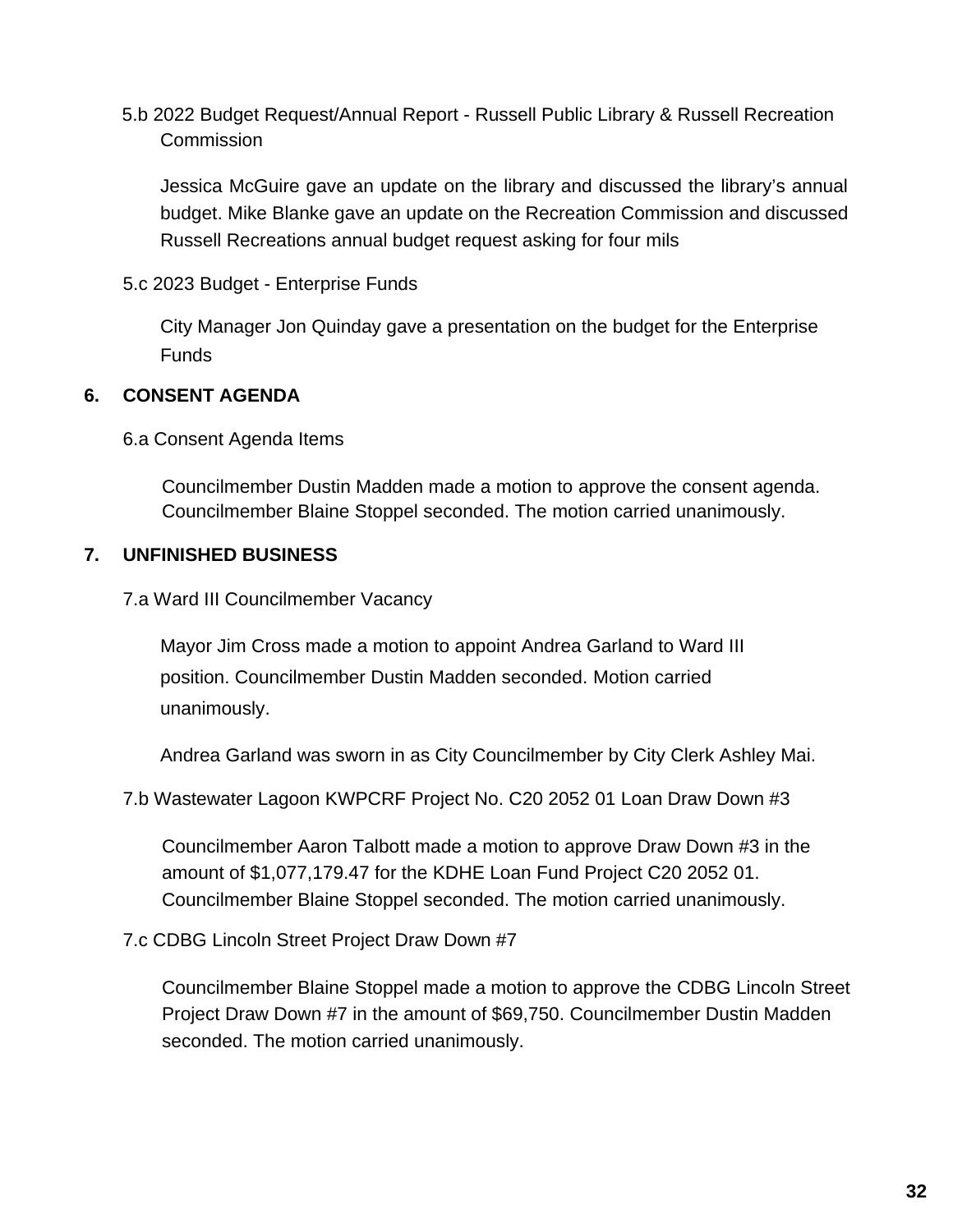5.b 2022 Budget Request/Annual Report - Russell Public Library & Russell Recreation Commission

Jessica McGuire gave an update on the library and discussed the library's annual budget. Mike Blanke gave an update on the Recreation Commission and discussed Russell Recreations annual budget request asking for four mils

5.c 2023 Budget - Enterprise Funds

City Manager Jon Quinday gave a presentation on the budget for the Enterprise Funds

## 6. CONSENT AGENDA

6.a Consent Agenda Items

Councilmember Dustin Madden made a motion to approve the consent agenda. Councilmember Blaine Stoppel seconded. The motion carried unanimously.

## 7. UNFINISHED BUSINESS

7.a Ward III Councilmember Vacancy

Mayor Jim Cross made a motion to appoint Andrea Garland to Ward III position. Councilmember Dustin Madden seconded. Motion carried unanimously.

Andrea Garland was sworn in as City Councilmember by City Clerk Ashley Mai.

7.b Wastewater Lagoon KWPCRF Project No. C20 2052 01 Loan Draw Down #3

Councilmember Aaron Talbott made a motion to approve Draw Down #3 in the amount of $1,077,179.47 for the KDHE Loan Fund Project C20 2052 01. Councilmember Blaine Stoppel seconded. The motion carried unanimously.

7.c CDBG Lincoln Street Project Draw Down #7

Councilmember Blaine Stoppel made a motion to approve the CDBG Lincoln Street Project Draw Down #7 in the amount of $69,750. Councilmember Dustin Madden seconded. The motion carried unanimously.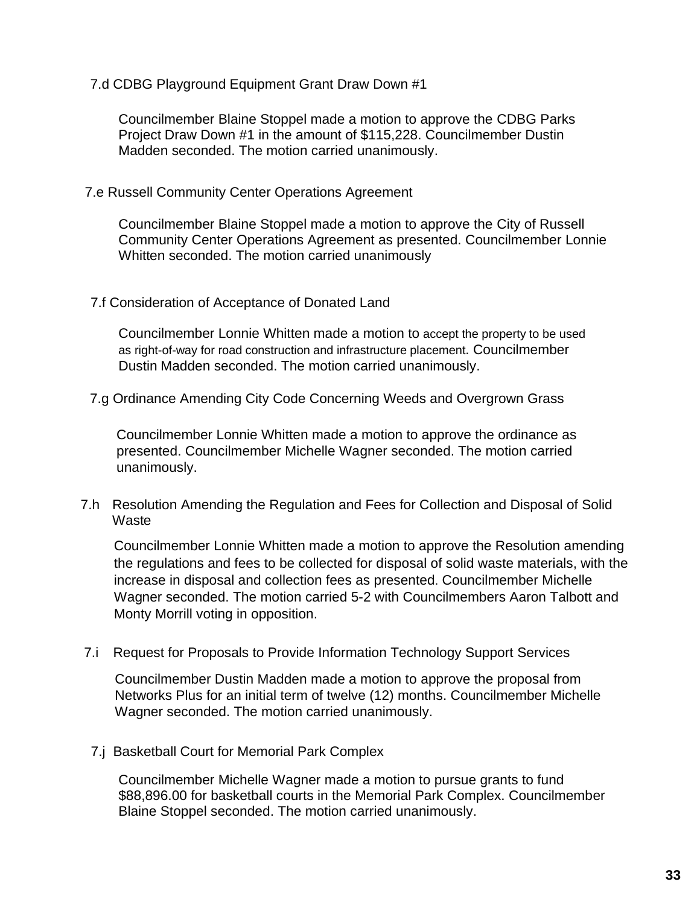7.d CDBG Playground Equipment Grant Draw Down #1

Councilmember Blaine Stoppel made a motion to approve the CDBG Parks Project Draw Down #1 in the amount of $115,228. Councilmember Dustin Madden seconded. The motion carried unanimously.

7.e Russell Community Center Operations Agreement

Councilmember Blaine Stoppel made a motion to approve the City of Russell Community Center Operations Agreement as presented. Councilmember Lonnie Whitten seconded. The motion carried unanimously

7.f Consideration of Acceptance of Donated Land

Councilmember Lonnie Whitten made a motion to accept the property to be used as right-of-way for road construction and infrastructure placement. Councilmember Dustin Madden seconded. The motion carried unanimously.

7.g Ordinance Amending City Code Concerning Weeds and Overgrown Grass

Councilmember Lonnie Whitten made a motion to approve the ordinance as presented. Councilmember Michelle Wagner seconded. The motion carried unanimously.

7.h Resolution Amending the Regulation and Fees for Collection and Disposal of Solid Waste

Councilmember Lonnie Whitten made a motion to approve the Resolution amending the regulations and fees to be collected for disposal of solid waste materials, with the increase in disposal and collection fees as presented. Councilmember Michelle Wagner seconded. The motion carried 5-2 with Councilmembers Aaron Talbott and Monty Morrill voting in opposition.

7.i Request for Proposals to Provide Information Technology Support Services

Councilmember Dustin Madden made a motion to approve the proposal from Networks Plus for an initial term of twelve (12) months. Councilmember Michelle Wagner seconded. The motion carried unanimously.

7.j Basketball Court for Memorial Park Complex

Councilmember Michelle Wagner made a motion to pursue grants to fund $88,896.00 for basketball courts in the Memorial Park Complex. Councilmember Blaine Stoppel seconded. The motion carried unanimously.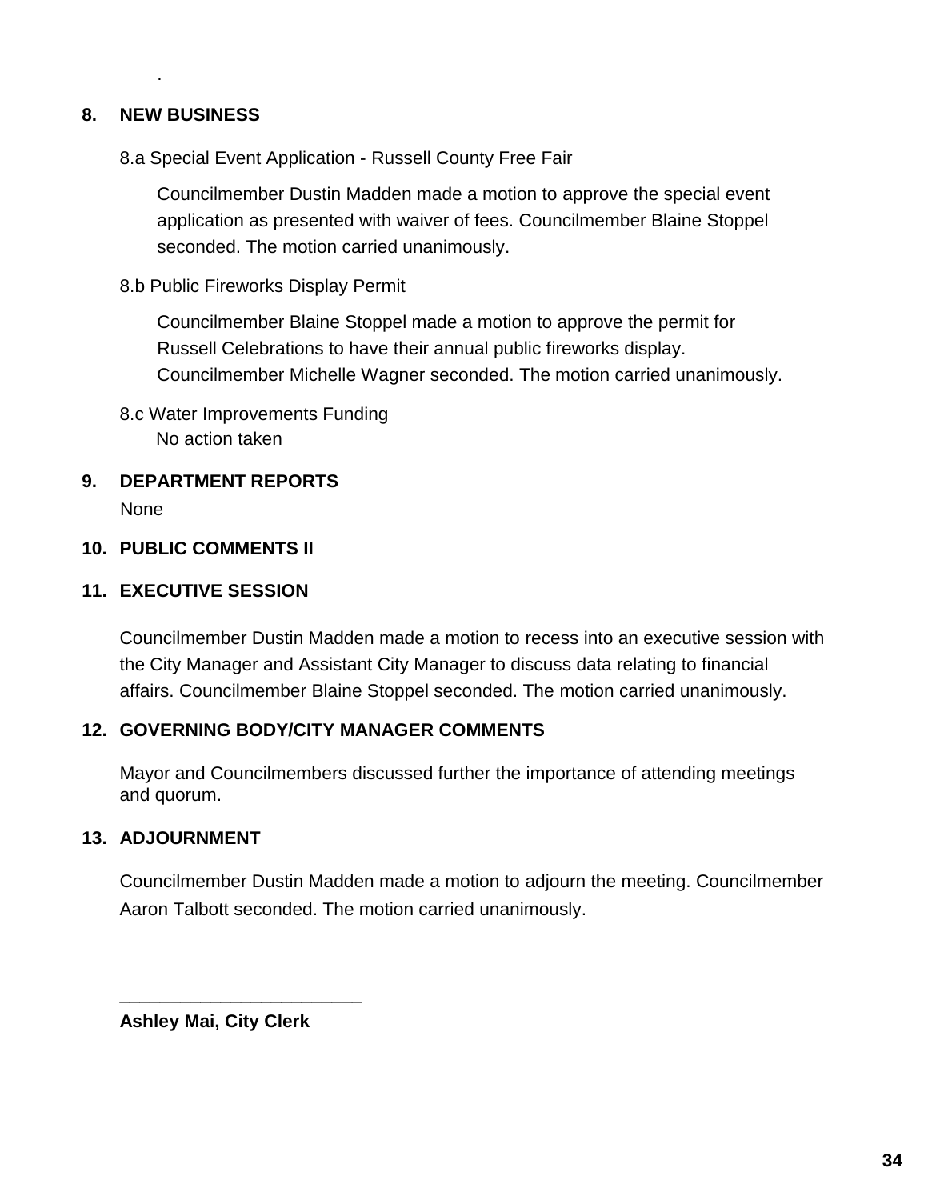.

## 8. NEW BUSINESS

8.a Special Event Application - Russell County Free Fair

Councilmember Dustin Madden made a motion to approve the special event application as presented with waiver of fees. Councilmember Blaine Stoppel seconded. The motion carried unanimously.

8.b Public Fireworks Display Permit

Councilmember Blaine Stoppel made a motion to approve the permit for Russell Celebrations to have their annual public fireworks display. Councilmember Michelle Wagner seconded. The motion carried unanimously.

8.c Water Improvements Funding

No action taken

## 9. DEPARTMENT REPORTS

None

## 10. PUBLIC COMMENTS II

## 11. EXECUTIVE SESSION

Councilmember Dustin Madden made a motion to recess into an executive session with the City Manager and Assistant City Manager to discuss data relating to financial affairs. Councilmember Blaine Stoppel seconded. The motion carried unanimously.

## 12. GOVERNING BODY/CITY MANAGER COMMENTS

Mayor and Councilmembers discussed further the importance of attending meetings and quorum.

## 13. ADJOURNMENT

Councilmember Dustin Madden made a motion to adjourn the meeting. Councilmember Aaron Talbott seconded. The motion carried unanimously.

\_\_\_\_\_\_\_\_\_\_\_\_\_\_\_\_\_\_\_\_\_\_\_\_

**Ashley Mai, City Clerk**